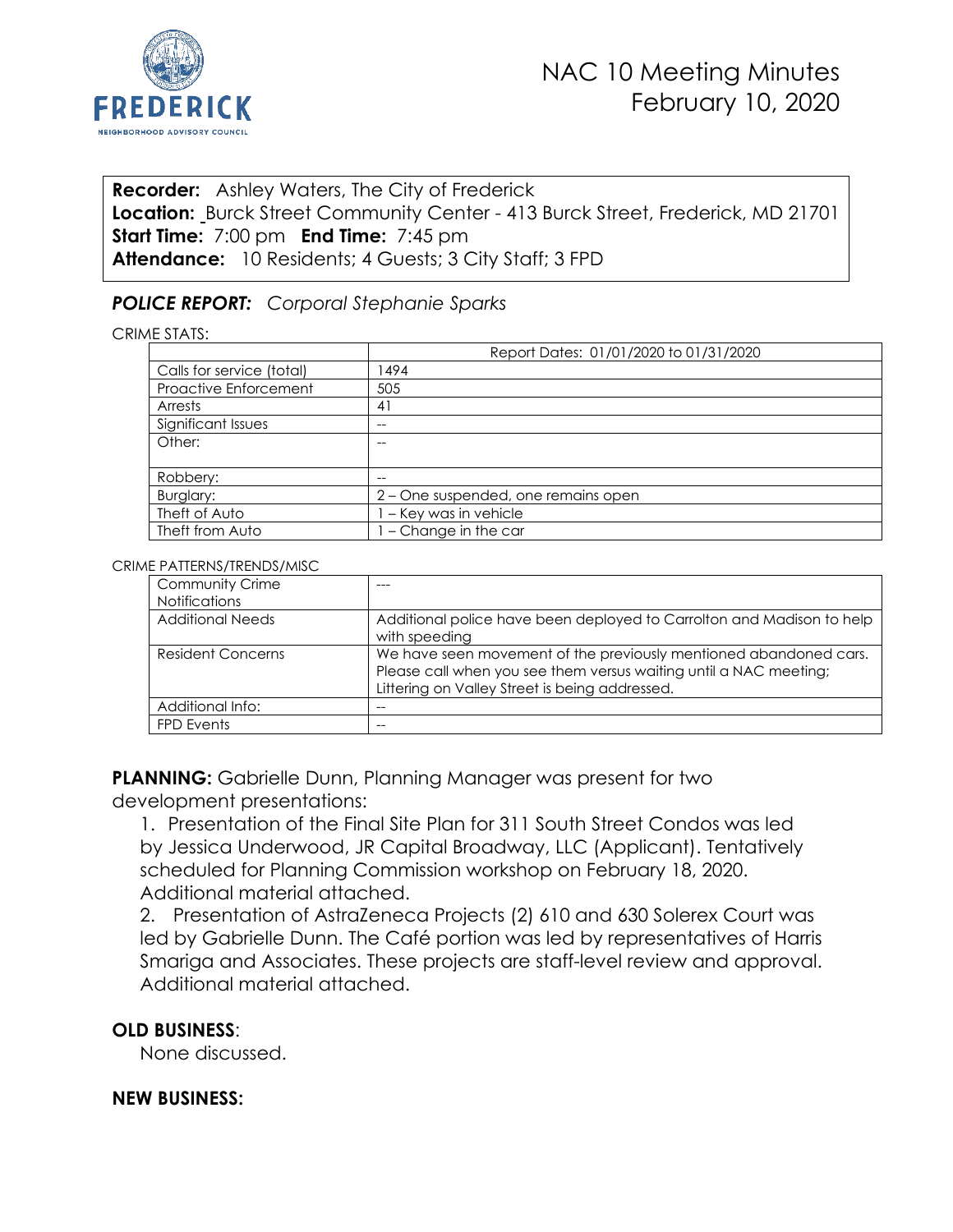# NAC 10 Meeting Minutes
## February 10, 2020

**Recorder:** Ashley Waters, The City of Frederick
**Location:** Burck Street Community Center - 413 Burck Street, Frederick, MD 21701
**Start Time:** 7:00 pm **End Time:** 7:45 pm
**Attendance:** 10 Residents; 4 Guests; 3 City Staff; 3 FPD

## *POLICE REPORT: Corporal Stephanie Sparks*

CRIME STATS:

| | Report Dates: 01/01/2020 to 01/31/2020 |
|---|---|
| Calls for service (total) | 1494 |
| Proactive Enforcement | 505 |
| Arrests | 41 |
| Significant Issues | -- |
| Other: | -- |
| Robbery: | -- |
| Burglary: | 2 – One suspended, one remains open |
| Theft of Auto | 1 – Key was in vehicle |
| Theft from Auto | 1 – Change in the car |

CRIME PATTERNS/TRENDS/MISC

| | |
|---|---|
| Community Crime Notifications | --- |
| Additional Needs | Additional police have been deployed to Carrolton and Madison to help with speeding |
| Resident Concerns | We have seen movement of the previously mentioned abandoned cars. Please call when you see them versus waiting until a NAC meeting; Littering on Valley Street is being addressed. |
| Additional Info: | -- |
| FPD Events | -- |

**PLANNING:** Gabrielle Dunn, Planning Manager was present for two development presentations:

1. Presentation of the Final Site Plan for 311 South Street Condos was led by Jessica Underwood, JR Capital Broadway, LLC (Applicant). Tentatively scheduled for Planning Commission workshop on February 18, 2020. Additional material attached.
2. Presentation of AstraZeneca Projects (2) 610 and 630 Solerex Court was led by Gabrielle Dunn. The Café portion was led by representatives of Harris Smariga and Associates. These projects are staff-level review and approval. Additional material attached.

**OLD BUSINESS**:

None discussed.

**NEW BUSINESS:**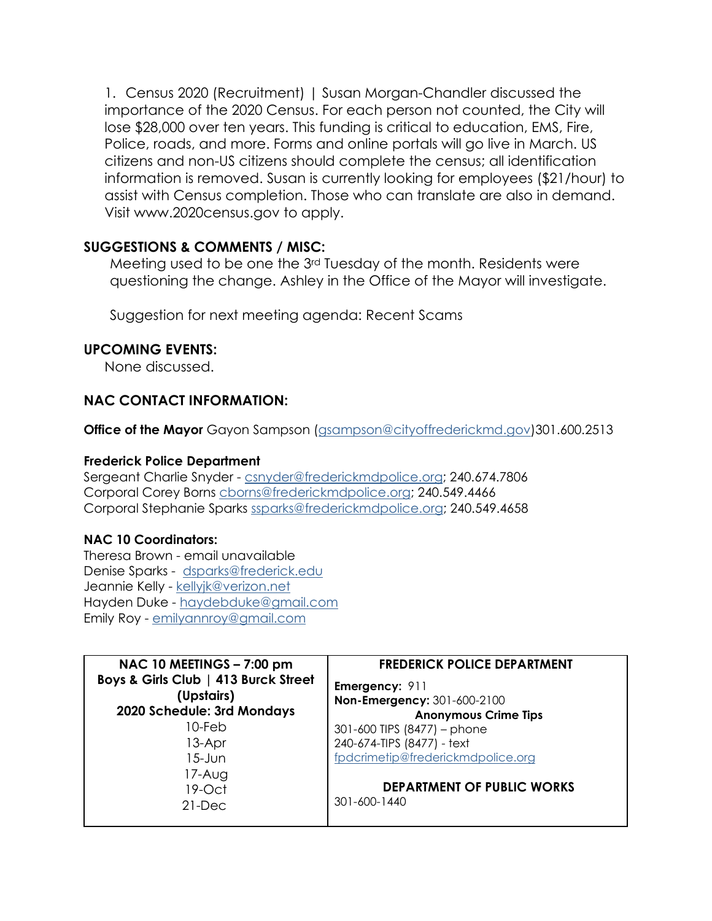1. Census 2020 (Recruitment) | Susan Morgan-Chandler discussed the importance of the 2020 Census. For each person not counted, the City will lose $28,000 over ten years. This funding is critical to education, EMS, Fire, Police, roads, and more. Forms and online portals will go live in March. US citizens and non-US citizens should complete the census; all identification information is removed. Susan is currently looking for employees ($21/hour) to assist with Census completion. Those who can translate are also in demand. Visit www.2020census.gov to apply.

## SUGGESTIONS & COMMENTS / MISC:

Meeting used to be one the 3rd Tuesday of the month. Residents were questioning the change. Ashley in the Office of the Mayor will investigate.

Suggestion for next meeting agenda: Recent Scams

## UPCOMING EVENTS:

None discussed.

## NAC CONTACT INFORMATION:

**Office of the Mayor** Gayon Sampson (gsampson@cityoffrederickmd.gov)301.600.2513

**Frederick Police Department**
Sergeant Charlie Snyder - csnyder@frederickmdpolice.org; 240.674.7806
Corporal Corey Borns cborns@frederickmdpolice.org; 240.549.4466
Corporal Stephanie Sparks ssparks@frederickmdpolice.org; 240.549.4658

**NAC 10 Coordinators:**
Theresa Brown - email unavailable
Denise Sparks - dsparks@frederick.edu
Jeannie Kelly - kellyjk@verizon.net
Hayden Duke - haydebduke@gmail.com
Emily Roy - emilyannroy@gmail.com

| **NAC 10 MEETINGS – 7:00 pm** | **FREDERICK POLICE DEPARTMENT** |
|---|---|
| **Boys & Girls Club \| 413 Burck Street (Upstairs)**<br>**2020 Schedule: 3rd Mondays**<br>10-Feb<br>13-Apr<br>15-Jun<br>17-Aug<br>19-Oct<br>21-Dec | **Emergency:** 911<br>**Non-Emergency:** 301-600-2100<br>**Anonymous Crime Tips**<br>301-600 TIPS (8477) – phone<br>240-674-TIPS (8477) - text<br>fpdcrimetip@frederickmdpolice.org<br><br>**DEPARTMENT OF PUBLIC WORKS**<br>301-600-1440 |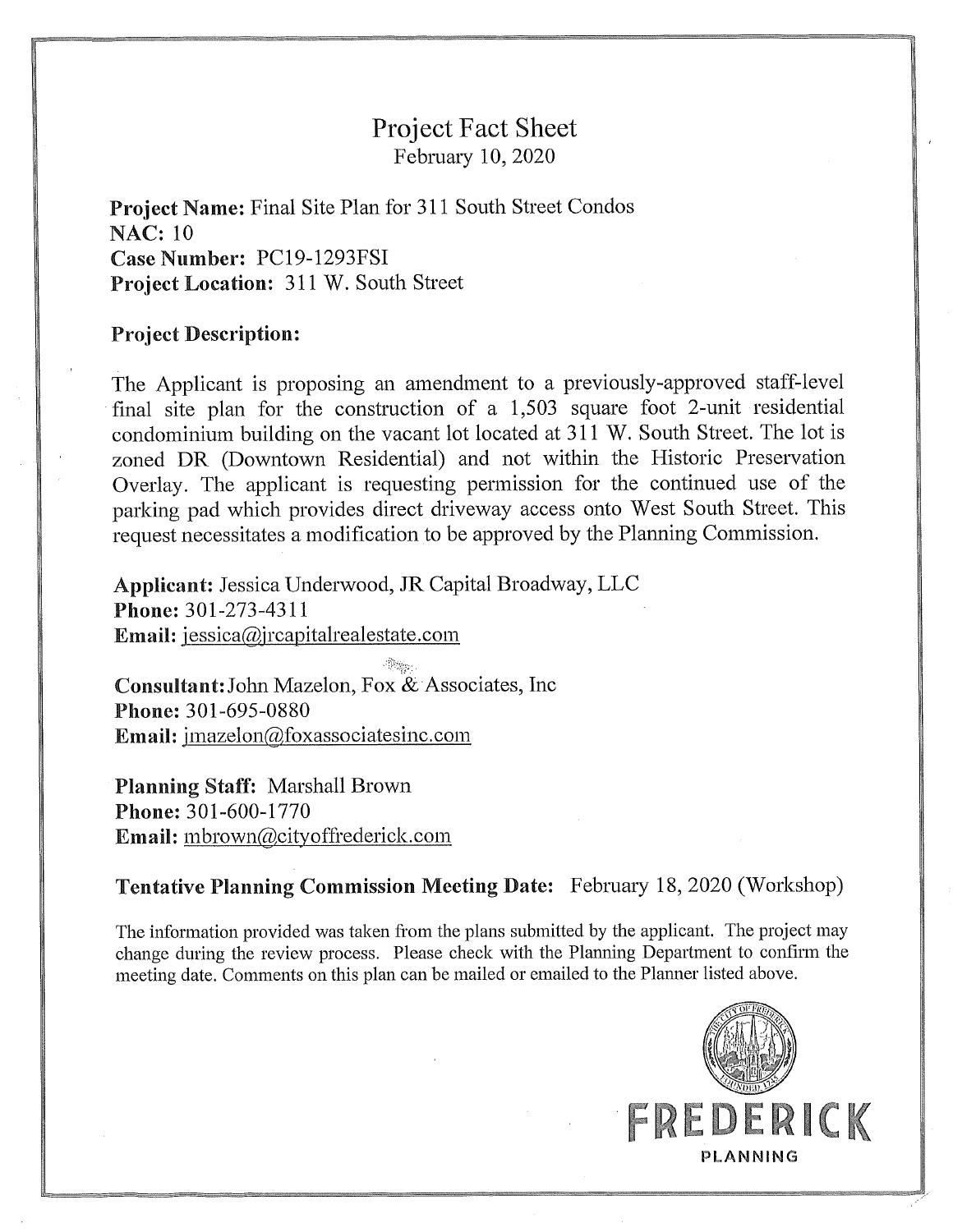# Project Fact Sheet

February 10, 2020

**Project Name:** Final Site Plan for 311 South Street Condos
**NAC:** 10
**Case Number:** PC19-1293FSI
**Project Location:** 311 W. South Street

**Project Description:**

The Applicant is proposing an amendment to a previously-approved staff-level final site plan for the construction of a 1,503 square foot 2-unit residential condominium building on the vacant lot located at 311 W. South Street. The lot is zoned DR (Downtown Residential) and not within the Historic Preservation Overlay. The applicant is requesting permission for the continued use of the parking pad which provides direct driveway access onto West South Street. This request necessitates a modification to be approved by the Planning Commission.

**Applicant:** Jessica Underwood, JR Capital Broadway, LLC
**Phone:** 301-273-4311
**Email:** jessica@jrcapitalrealestate.com

**Consultant:** John Mazelon, Fox & Associates, Inc
**Phone:** 301-695-0880
**Email:** jmazelon@foxassociatesinc.com

**Planning Staff:** Marshall Brown
**Phone:** 301-600-1770
**Email:** mbrown@cityoffrederick.com

**Tentative Planning Commission Meeting Date:** February 18, 2020 (Workshop)

The information provided was taken from the plans submitted by the applicant. The project may change during the review process. Please check with the Planning Department to confirm the meeting date. Comments on this plan can be mailed or emailed to the Planner listed above.

FREDERICK PLANNING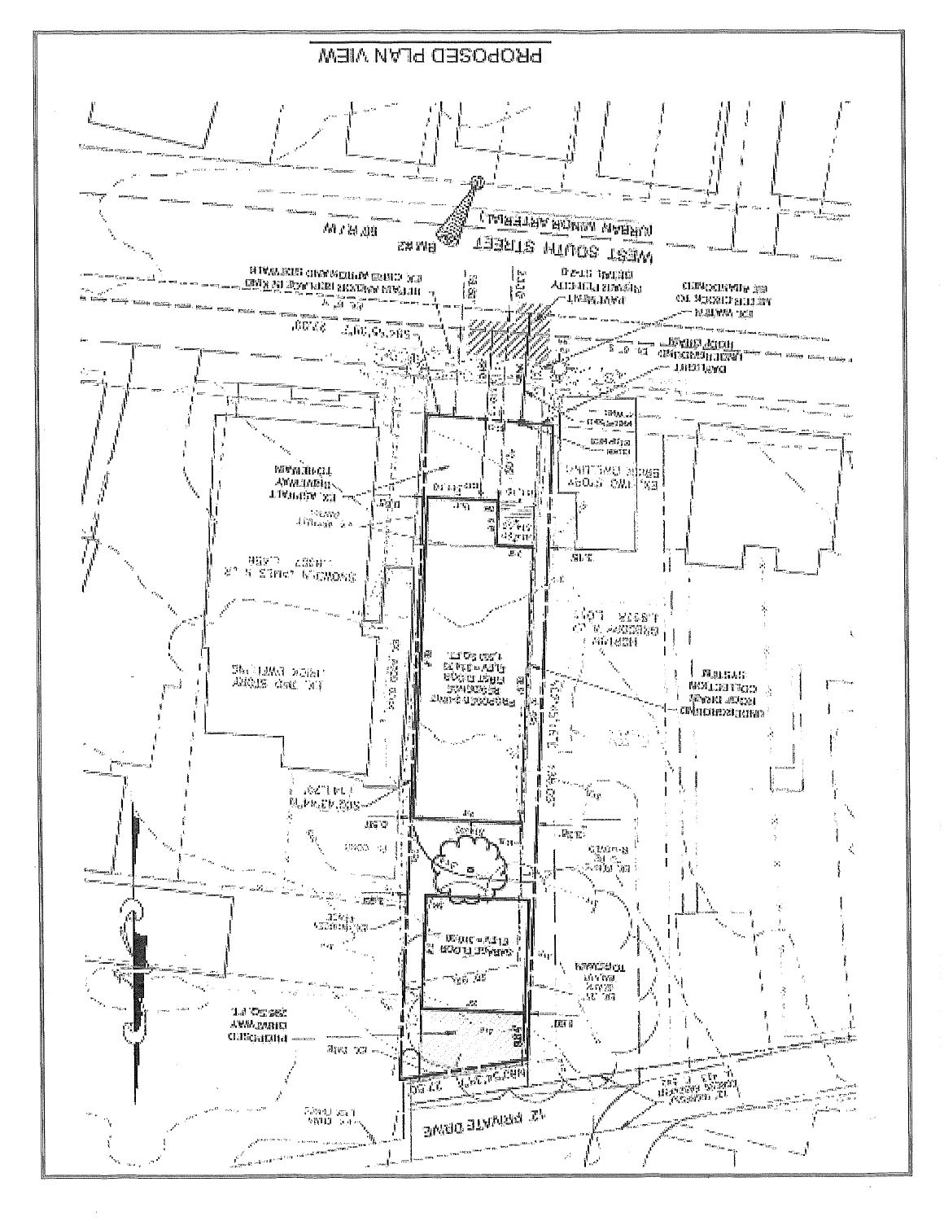# PROPOSED PLAN VIEW

WEST SOUTH STREET

(URBAN MINOR ARTERIAL)

60' R.O.W.

EX. TWO STORY BRICK DWELLING

EX. THREE STORY BRICK DWELLING

EX. ASPHALT DRIVEWAY TO REMAIN

PROPOSED 3-STORY RESIDENCE

UNDERGROUND ROOF DRAIN COLLECTION SYSTEM

GARAGE FLOOR

PROPOSED DRIVEWAY

12' PRIVATE DRIVE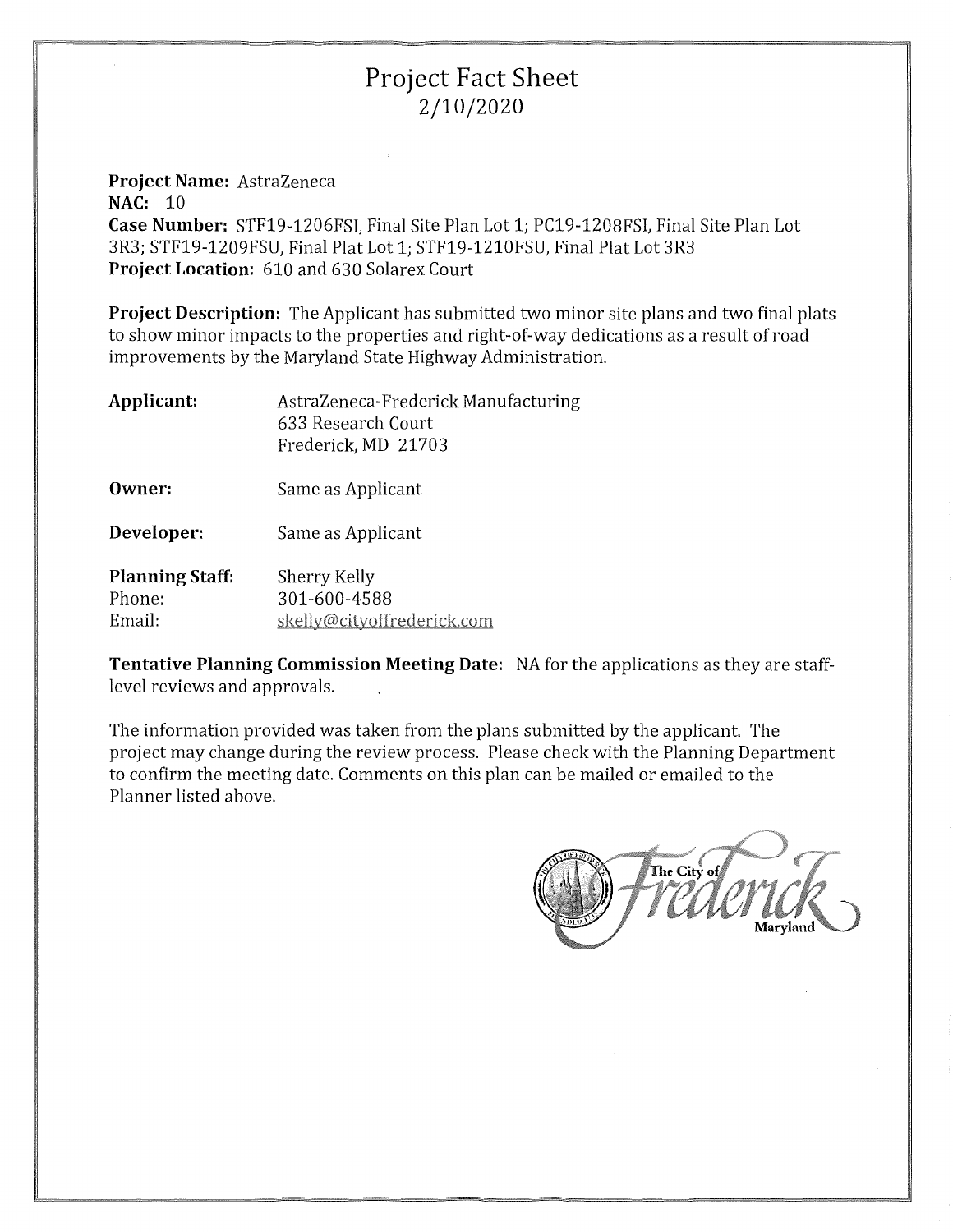# Project Fact Sheet

2/10/2020

**Project Name:** AstraZeneca
**NAC:** 10
**Case Number:** STF19-1206FSI, Final Site Plan Lot 1; PC19-1208FSI, Final Site Plan Lot 3R3; STF19-1209FSU, Final Plat Lot 1; STF19-1210FSU, Final Plat Lot 3R3
**Project Location:** 610 and 630 Solarex Court

**Project Description:** The Applicant has submitted two minor site plans and two final plats to show minor impacts to the properties and right-of-way dedications as a result of road improvements by the Maryland State Highway Administration.

**Applicant:** AstraZeneca-Frederick Manufacturing
633 Research Court
Frederick, MD 21703

**Owner:** Same as Applicant

**Developer:** Same as Applicant

**Planning Staff:** Sherry Kelly
Phone: 301-600-4588
Email: skelly@cityoffrederick.com

**Tentative Planning Commission Meeting Date:** NA for the applications as they are staff-level reviews and approvals.

The information provided was taken from the plans submitted by the applicant. The project may change during the review process. Please check with the Planning Department to confirm the meeting date. Comments on this plan can be mailed or emailed to the Planner listed above.

The City of Frederick Maryland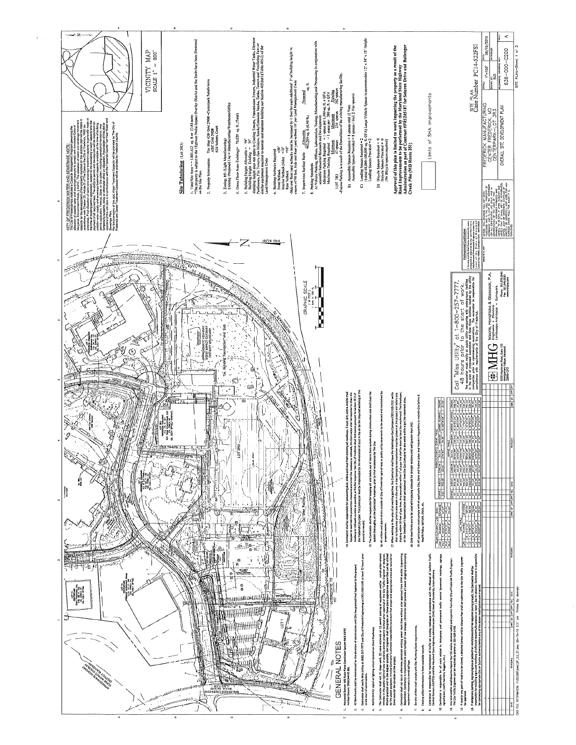VICINITY MAP
SCALE 1" = 800'

## CITY OF FREDERICK WATER AND SEWERAGE NOTE:

## Site Tabulation (Lot 3R3)

1. Total Site Area = 1,003,622 sq. ft or 23.04 acres
   - The property is subject to the Highway Noise Impact Overlay District and the limits have been illustrated on the Plan.
2. Property Information: Tax Map 420 Grid 298R
3. Zoning: M1 (Light Manufacturing)
   Existing/Proposed Use = Manufacturing/Warehouse/Office
4. Gross Floor Area (Existing) = 70,020 sq. ft. (Total)
5. Building Height Allowable = 50'
   Building Height (Existing) = 35'
   - Building height does not apply to Cooling Towers, Transmission Towers, Industrial Water Tanks, Elevator Penthouses, Fire Towers, Gas Holders, Tanks/Chimney Stacks, Radio Towers and Ventilating Fans or similar equipment required to operate and maintain building per the Land Management Code
6. Building Setbacks Required
   Front Setback = 30'
   Interior Setback (side) = 10'
   Rear Setback = 10'
   - Side and Rear yard setbacks must be increased by 1 foot for each additional 3' of building height in excess of 50 feet. Side and rear yard setback 10' per Land Management Code.
7. Impervious Surface Ratio — Allowable / Proposed
   603,259 sq. ft (60.08%)
8. Parking Standards
   A) Vehicle Parking, Offices, Laboratories, Testing, Manufacturing and Processing in conjunction with Industrial Research and Development
      Minimum Parking Required = 1 space per 1,500 sq. ft. x GFA
      Maximum Parking Required = 1 space per 200 sq. ft. x GFA

| | Minimum | Maximum | Existing |
|---|---|---|---|
| LOT 3R3 | 47 spaces | 234 spaces | 362 spaces |

   - Excess Parking is a result of the Demolition of the existing manufacturing facility.

   B) Accessible Spaces Required = 8 spaces total (2 Van)
      Accessible Spaces Provided = 8 spaces (incl. 2 Van spaces)
   C) Loading Spaces Required = 2
      (Initial 48,000-100,000 sq. ft. GFA) Large Vehicle Spaces to accommodate 12' x 50' x 15' Height
      Loading Spaces Provided = 2
   D) Bicycle Spaces Required = 0
      Bicycle Spaces Provided = 0
      (No Bicycle spaces required)

**Approval of this plan is limited to work impacting the property as a result of the Road Improvements to be performed by the Maryland State Highway Administration as part of Contract FR1245187 for Sebaren Drive and Ballenger Creek Pike (MD Route 351)**

Limits of SHA improvements

## GENERAL NOTES

1. Horizontal Datum: MD State Plane Coordinate System NAD 83/91; Vertical Datum: 1988 (NAVD 88).

INTERSTATE 70

LOT 1

LOT 3R3

BALLENGER CREEK PIKE

GRAPHIC SCALE

Call "Miss Utility" at 1-800-257-7777, 48 hours prior to the start of work.

MHG Macris, Hendricks & Glascock, P.A.
Engineers • Planners • Landscape Architects • Surveyors

SITE PLAN
Case Number PC14-522FSI

FREDERICK MANUFACTURING CENTER FREDERICK, MD
CENTERPARK—LOT 3R3

OVERALL SITE DEVELOPMENT PLAN

Scale: 1" = 100'

636-000-C200

SITE PLAN—Sheet 1 of 3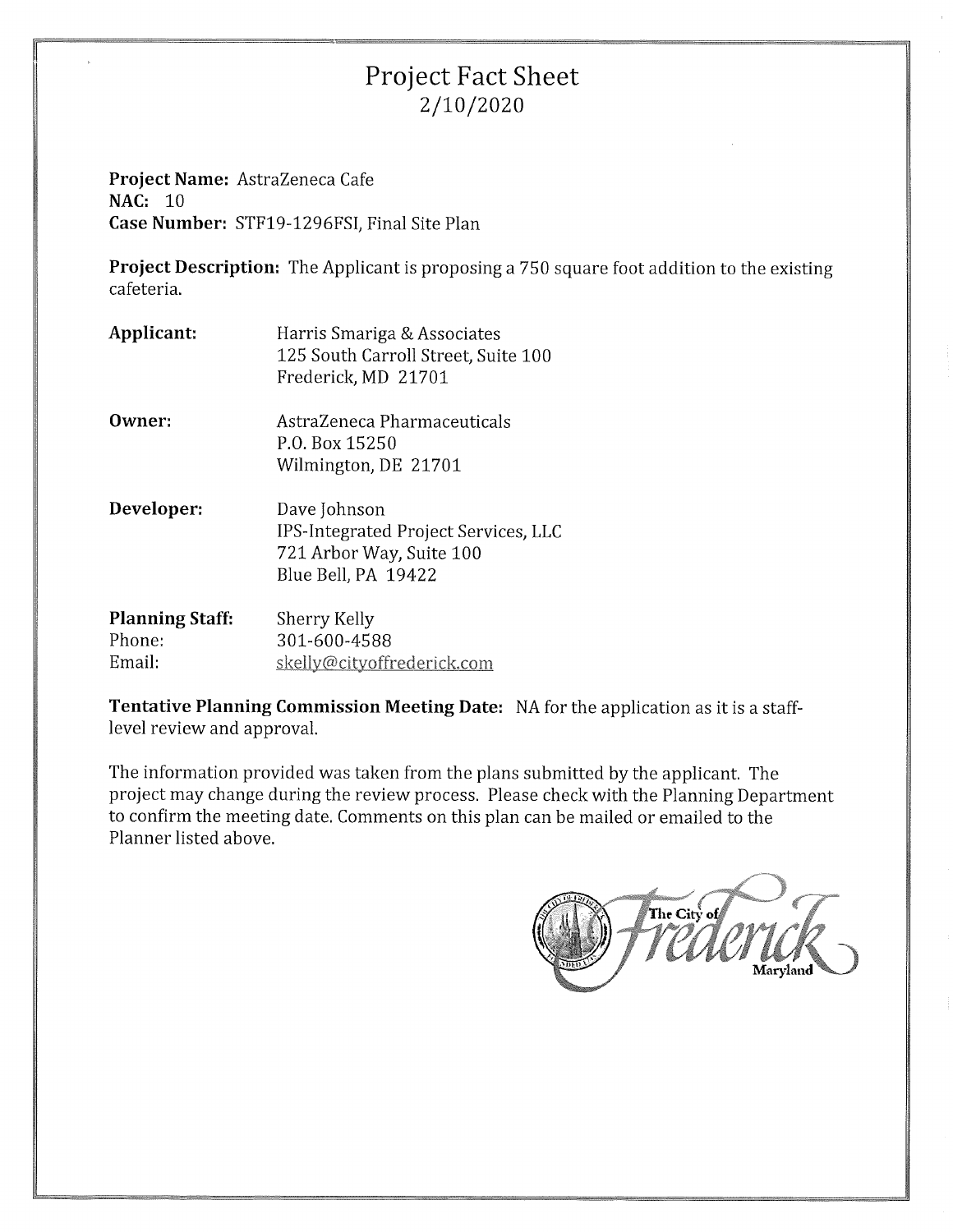# Project Fact Sheet

2/10/2020

**Project Name:** AstraZeneca Cafe
**NAC:** 10
**Case Number:** STF19-1296FSI, Final Site Plan

**Project Description:** The Applicant is proposing a 750 square foot addition to the existing cafeteria.

**Applicant:** Harris Smariga & Associates
125 South Carroll Street, Suite 100
Frederick, MD 21701

**Owner:** AstraZeneca Pharmaceuticals
P.O. Box 15250
Wilmington, DE 21701

**Developer:** Dave Johnson
IPS-Integrated Project Services, LLC
721 Arbor Way, Suite 100
Blue Bell, PA 19422

**Planning Staff:** Sherry Kelly
Phone: 301-600-4588
Email: skelly@cityoffrederick.com

**Tentative Planning Commission Meeting Date:** NA for the application as it is a staff-level review and approval.

The information provided was taken from the plans submitted by the applicant. The project may change during the review process. Please check with the Planning Department to confirm the meeting date. Comments on this plan can be mailed or emailed to the Planner listed above.

The City of Frederick Maryland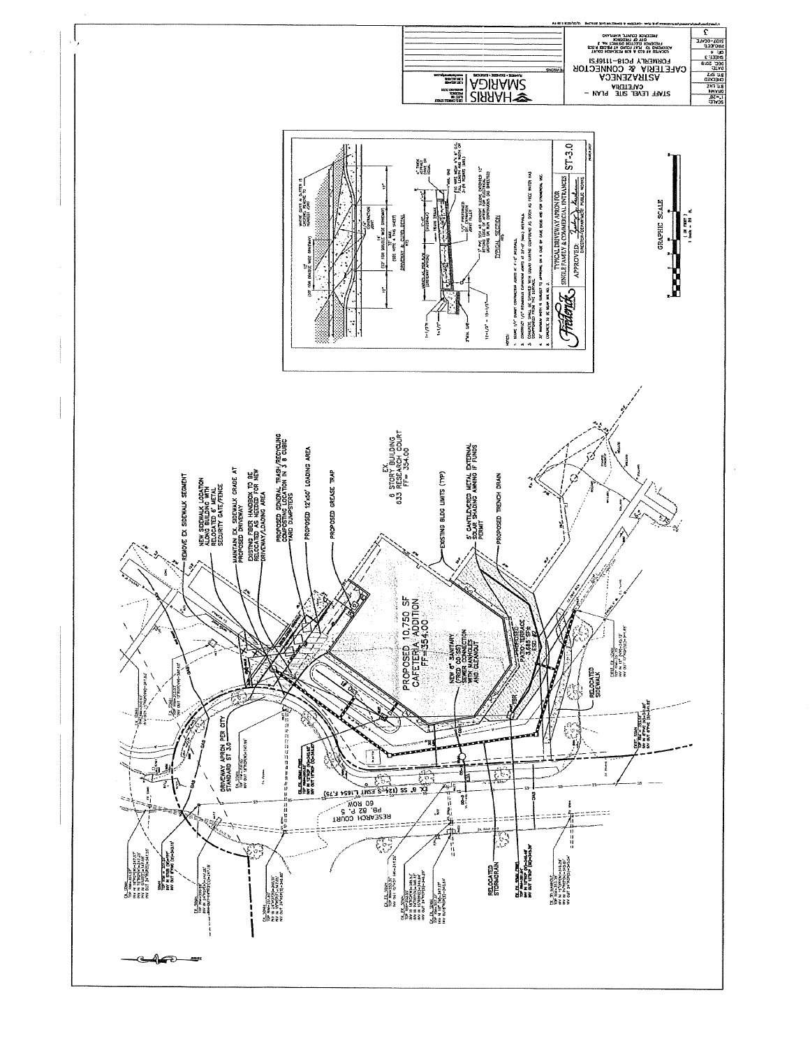STAFF LEVEL SITE PLAN – CAFETERIA

ASTRAZENECA CAFETERIA & CONNECTOR

FORMERLY PC18-1116FSI

LOCATED AT 633 & 635 RESEARCH COURT
ACCORDING TO PLAT FOUND AT PB 82 P.5
FREDERICK ELECTION DISTRICT NO. 2
CITY OF FREDERICK
FREDERICK COUNTY, MARYLAND

HARRIS SMARIGA

PLANNERS • ENGINEERS • SURVEYORS

PROPOSED 10,750 SF CAFETERIA ADDITION
FF=354.00

EX. 6 STORY BUILDING
633 RESEARCH COURT
FF= 354.00

REMOVE EX SIDEWALK SEGMENT

NEW SIDEWALK LOCATION ALONG BUILDING WITH RELOCATED 6' METAL SECURITY GATE/FENCE

MAINTAIN EX. SIDEWALK GRADE AT PROPOSED DRIVEWAY

EXISTING FIBER HANDBOX TO BE RELOCATED AS NEEDED FOR NEW DRIVEWAY/LOADING AREA

PROPOSED GENERAL TRASH/RECYCLING COMPACTOR LOCATION IN 3 8 CUBIC YARD DUMPSTERS

PROPOSED 12'x50' LOADING AREA

PROPOSED GREASE TRAP

EXISTING BLDG LIMITS (TYP)

5' CANTILEVERED METAL EXTERNAL SOLAR SHADING AWNING IF FUNDS PERMIT

PROPOSED TRENCH DRAIN

PROPOSED PATIO TERRACE

NEW 6" SANITARY SEWER CONNECTION WITH MANHOLES AND CLEANOUT

RELOCATED SIDEWALK

DRIVEWAY APRON PER CITY STANDARD ST 3.0

RESEARCH COURT
60 ROW
PB. 82 P. 5

RELOCATED STORMDRAIN

GRAPHIC SCALE
1 inch = 20 ft.

TYPICAL DRIVEWAY APRON FOR SINGLE FAMILY & COMMERCIAL ENTRANCES
ST-3.0

APPROVED: DIRECTOR-DEPARTMENT PUBLIC WORKS

TYPICAL SECTION

DRIVEWAY & CURB DETAIL